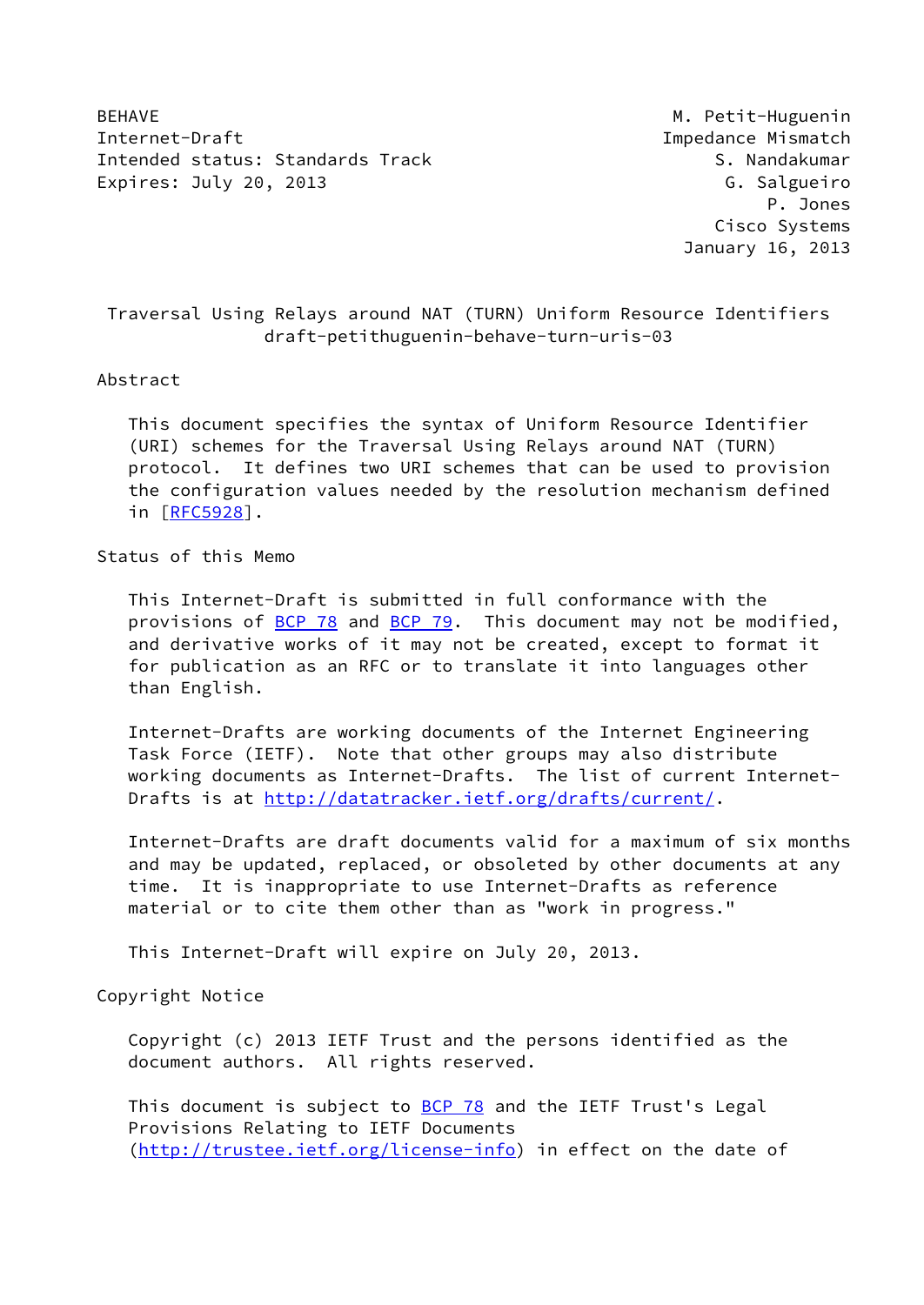BEHAVE M. Petit-Huguenin
Internet-Draft Impedance Mismatch
Intended status: Standards Track S. Nandakumar
Expires: July 20, 2013 G. Salgueiro
P. Jones
Cisco Systems
January 16, 2013

# Traversal Using Relays around NAT (TURN) Uniform Resource Identifiers
draft-petithuguenin-behave-turn-uris-03

## Abstract

This document specifies the syntax of Uniform Resource Identifier (URI) schemes for the Traversal Using Relays around NAT (TURN) protocol. It defines two URI schemes that can be used to provision the configuration values needed by the resolution mechanism defined in [RFC5928].

## Status of this Memo

This Internet-Draft is submitted in full conformance with the provisions of BCP 78 and BCP 79. This document may not be modified, and derivative works of it may not be created, except to format it for publication as an RFC or to translate it into languages other than English.

Internet-Drafts are working documents of the Internet Engineering Task Force (IETF). Note that other groups may also distribute working documents as Internet-Drafts. The list of current Internet-Drafts is at http://datatracker.ietf.org/drafts/current/.

Internet-Drafts are draft documents valid for a maximum of six months and may be updated, replaced, or obsoleted by other documents at any time. It is inappropriate to use Internet-Drafts as reference material or to cite them other than as "work in progress."

This Internet-Draft will expire on July 20, 2013.

## Copyright Notice

Copyright (c) 2013 IETF Trust and the persons identified as the document authors. All rights reserved.

This document is subject to BCP 78 and the IETF Trust's Legal Provisions Relating to IETF Documents (http://trustee.ietf.org/license-info) in effect on the date of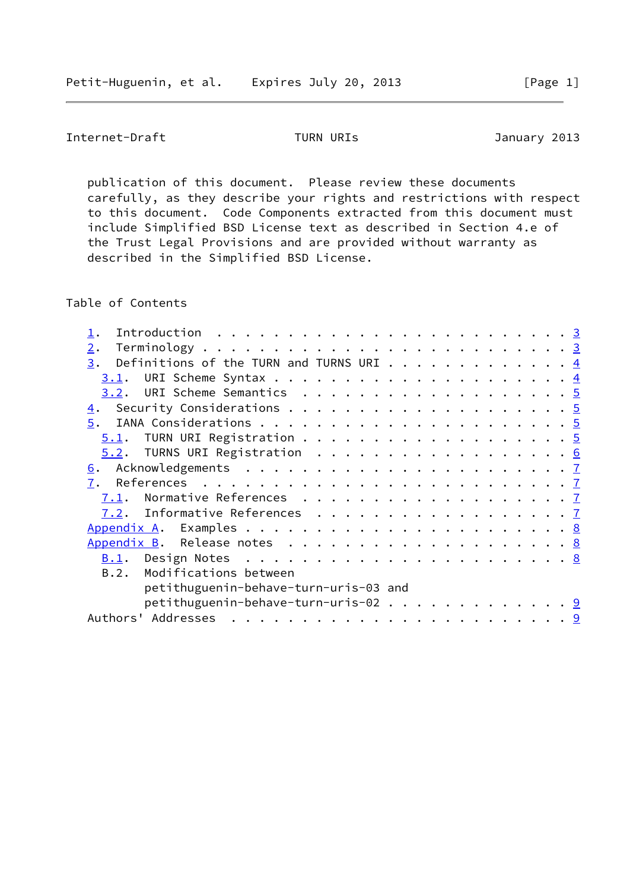publication of this document. Please review these documents carefully, as they describe your rights and restrictions with respect to this document. Code Components extracted from this document must include Simplified BSD License text as described in Section 4.e of the Trust Legal Provisions and are provided without warranty as described in the Simplified BSD License.

## Table of Contents

```
   1.  Introduction . . . . . . . . . . . . . . . . . . . . . . . . .  3
   2.  Terminology  . . . . . . . . . . . . . . . . . . . . . . . . .  3
   3.  Definitions of the TURN and TURNS URI  . . . . . . . . . . . .  4
     3.1.  URI Scheme Syntax  . . . . . . . . . . . . . . . . . . . .  4
     3.2.  URI Scheme Semantics . . . . . . . . . . . . . . . . . . .  5
   4.  Security Considerations  . . . . . . . . . . . . . . . . . . .  5
   5.  IANA Considerations  . . . . . . . . . . . . . . . . . . . . .  5
     5.1.  TURN URI Registration  . . . . . . . . . . . . . . . . . .  5
     5.2.  TURNS URI Registration . . . . . . . . . . . . . . . . . .  6
   6.  Acknowledgements . . . . . . . . . . . . . . . . . . . . . . .  7
   7.  References . . . . . . . . . . . . . . . . . . . . . . . . . .  7
     7.1.  Normative References . . . . . . . . . . . . . . . . . . .  7
     7.2.  Informative References . . . . . . . . . . . . . . . . . .  7
   Appendix A.  Examples  . . . . . . . . . . . . . . . . . . . . . .  8
   Appendix B.  Release notes . . . . . . . . . . . . . . . . . . . .  8
     B.1.  Design Notes . . . . . . . . . . . . . . . . . . . . . . .  8
     B.2.  Modifications between
           petithuguenin-behave-turn-uris-03 and
           petithuguenin-behave-turn-uris-02  . . . . . . . . . . . .  9
   Authors' Addresses . . . . . . . . . . . . . . . . . . . . . . . .  9
```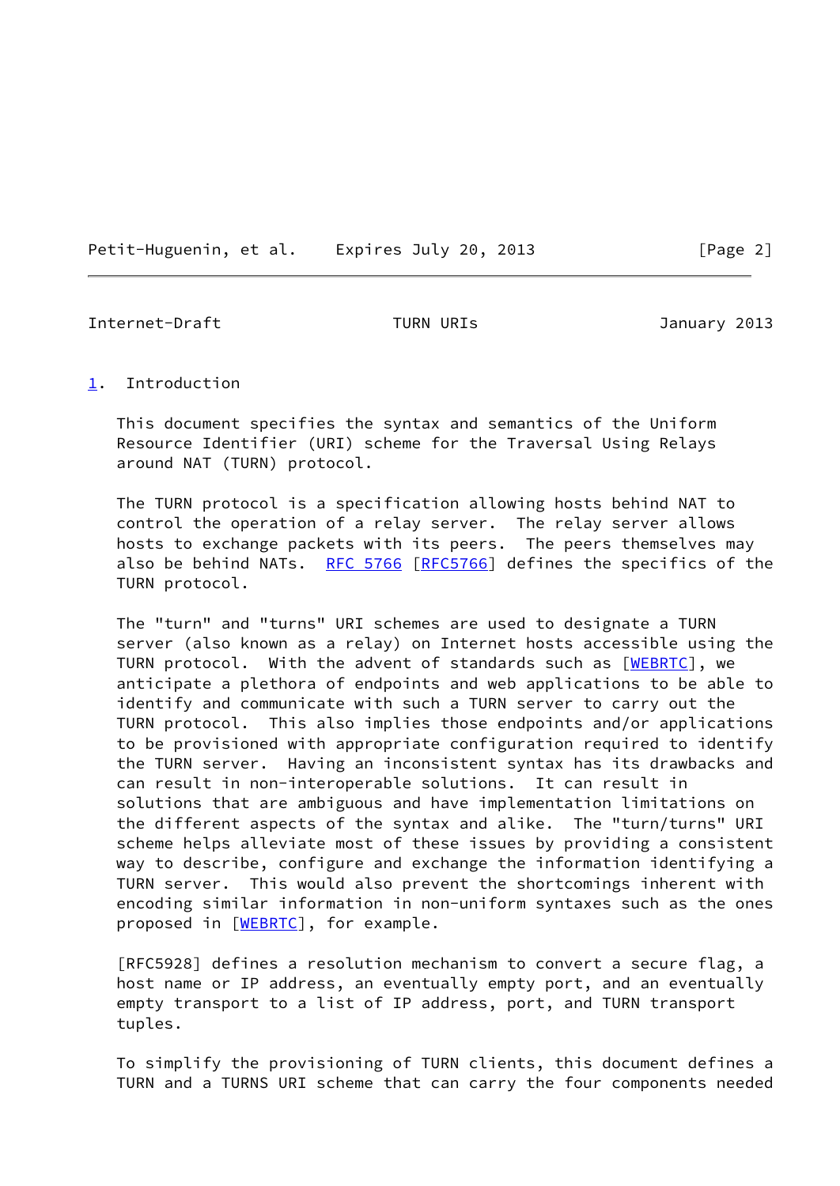## 1. Introduction

This document specifies the syntax and semantics of the Uniform Resource Identifier (URI) scheme for the Traversal Using Relays around NAT (TURN) protocol.

The TURN protocol is a specification allowing hosts behind NAT to control the operation of a relay server. The relay server allows hosts to exchange packets with its peers. The peers themselves may also be behind NATs. RFC 5766 [RFC5766] defines the specifics of the TURN protocol.

The "turn" and "turns" URI schemes are used to designate a TURN server (also known as a relay) on Internet hosts accessible using the TURN protocol. With the advent of standards such as [WEBRTC], we anticipate a plethora of endpoints and web applications to be able to identify and communicate with such a TURN server to carry out the TURN protocol. This also implies those endpoints and/or applications to be provisioned with appropriate configuration required to identify the TURN server. Having an inconsistent syntax has its drawbacks and can result in non-interoperable solutions. It can result in solutions that are ambiguous and have implementation limitations on the different aspects of the syntax and alike. The "turn/turns" URI scheme helps alleviate most of these issues by providing a consistent way to describe, configure and exchange the information identifying a TURN server. This would also prevent the shortcomings inherent with encoding similar information in non-uniform syntaxes such as the ones proposed in [WEBRTC], for example.

[RFC5928] defines a resolution mechanism to convert a secure flag, a host name or IP address, an eventually empty port, and an eventually empty transport to a list of IP address, port, and TURN transport tuples.

To simplify the provisioning of TURN clients, this document defines a TURN and a TURNS URI scheme that can carry the four components needed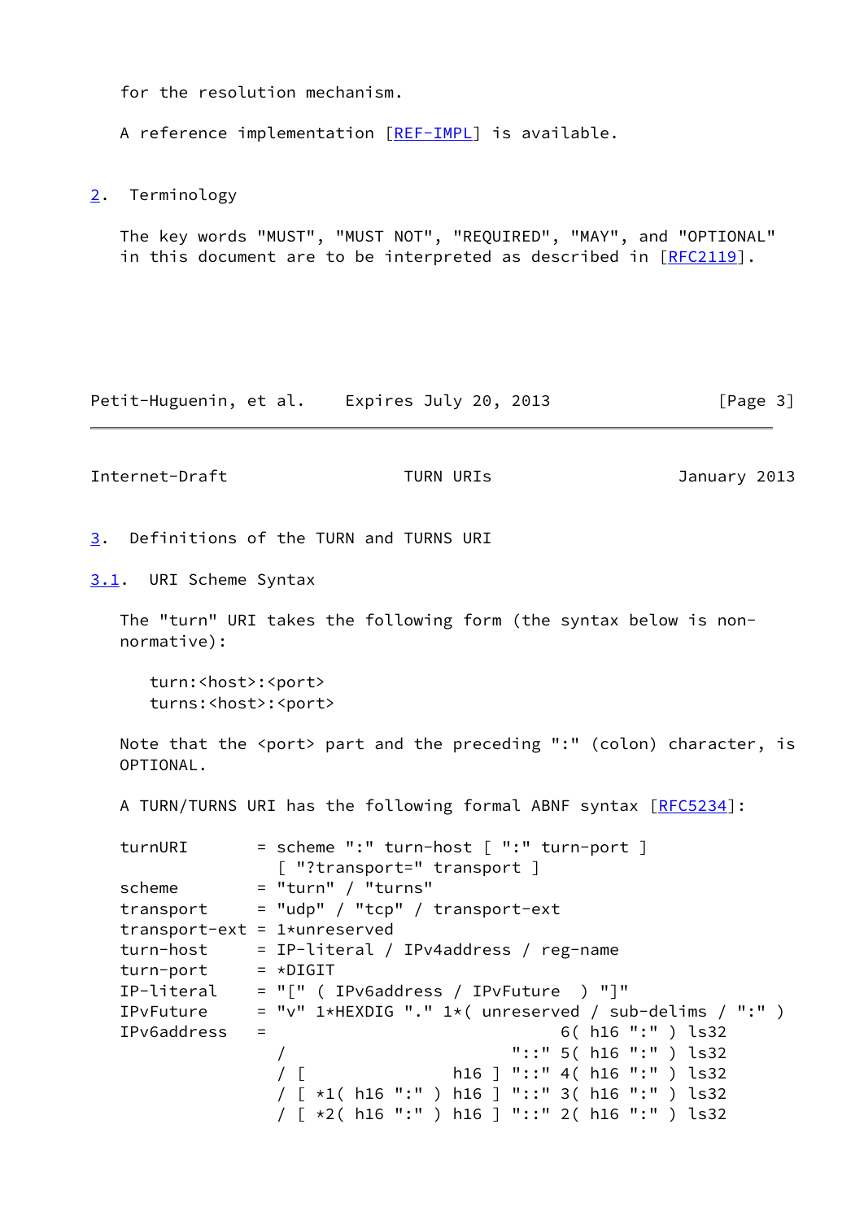for the resolution mechanism.

A reference implementation [REF-IMPL] is available.

## 2. Terminology

The key words "MUST", "MUST NOT", "REQUIRED", "MAY", and "OPTIONAL" in this document are to be interpreted as described in [RFC2119].

## 3. Definitions of the TURN and TURNS URI

### 3.1. URI Scheme Syntax

The "turn" URI takes the following form (the syntax below is non-normative):

```
turn:<host>:<port>
turns:<host>:<port>
```

Note that the <port> part and the preceding ":" (colon) character, is OPTIONAL.

A TURN/TURNS URI has the following formal ABNF syntax [RFC5234]:

```
turnURI       = scheme ":" turn-host [ ":" turn-port ]
                [ "?transport=" transport ]
scheme        = "turn" / "turns"
transport     = "udp" / "tcp" / transport-ext
transport-ext = 1*unreserved
turn-host     = IP-literal / IPv4address / reg-name
turn-port     = *DIGIT
IP-literal    = "[" ( IPv6address / IPvFuture  ) "]"
IPvFuture     = "v" 1*HEXDIG "." 1*( unreserved / sub-delims / ":" )
IPv6address   =                            6( h16 ":" ) ls32
                /                       "::" 5( h16 ":" ) ls32
                / [               h16 ] "::" 4( h16 ":" ) ls32
                / [ *1( h16 ":" ) h16 ] "::" 3( h16 ":" ) ls32
                / [ *2( h16 ":" ) h16 ] "::" 2( h16 ":" ) ls32
```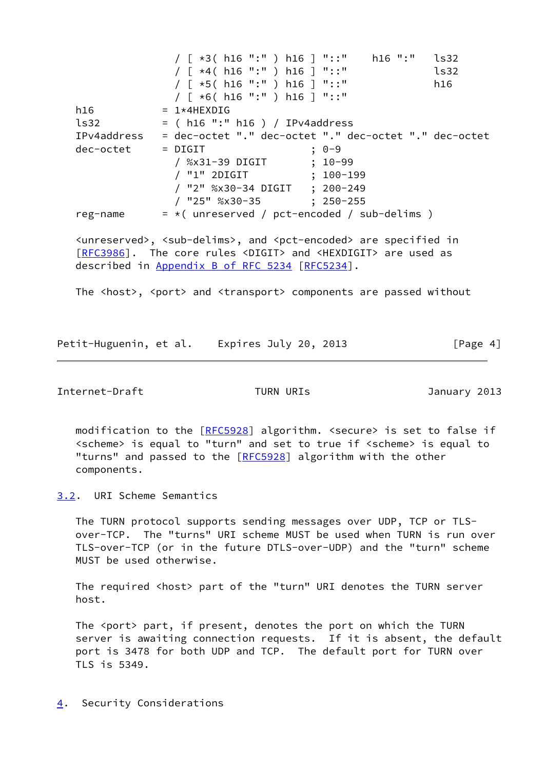```
                 / [ *3( h16 ":" ) h16 ] "::"    h16 ":"   ls32
                 / [ *4( h16 ":" ) h16 ] "::"              ls32
                 / [ *5( h16 ":" ) h16 ] "::"              h16
                 / [ *6( h16 ":" ) h16 ] "::"
h16           = 1*4HEXDIG
ls32          = ( h16 ":" h16 ) / IPv4address
IPv4address   = dec-octet "." dec-octet "." dec-octet "." dec-octet
dec-octet     = DIGIT                 ; 0-9
                 / %x31-39 DIGIT       ; 10-99
                 / "1" 2DIGIT          ; 100-199
                 / "2" %x30-34 DIGIT   ; 200-249
                 / "25" %x30-35        ; 250-255
reg-name      = *( unreserved / pct-encoded / sub-delims )
```

<unreserved>, <sub-delims>, and <pct-encoded> are specified in [RFC3986]. The core rules <DIGIT> and <HEXDIGIT> are used as described in Appendix B of RFC 5234 [RFC5234].

The <host>, <port> and <transport> components are passed without modification to the [RFC5928] algorithm. <secure> is set to false if <scheme> is equal to "turn" and set to true if <scheme> is equal to "turns" and passed to the [RFC5928] algorithm with the other components.

## 3.2. URI Scheme Semantics

The TURN protocol supports sending messages over UDP, TCP or TLS-over-TCP. The "turns" URI scheme MUST be used when TURN is run over TLS-over-TCP (or in the future DTLS-over-UDP) and the "turn" scheme MUST be used otherwise.

The required <host> part of the "turn" URI denotes the TURN server host.

The <port> part, if present, denotes the port on which the TURN server is awaiting connection requests. If it is absent, the default port is 3478 for both UDP and TCP. The default port for TURN over TLS is 5349.

# 4. Security Considerations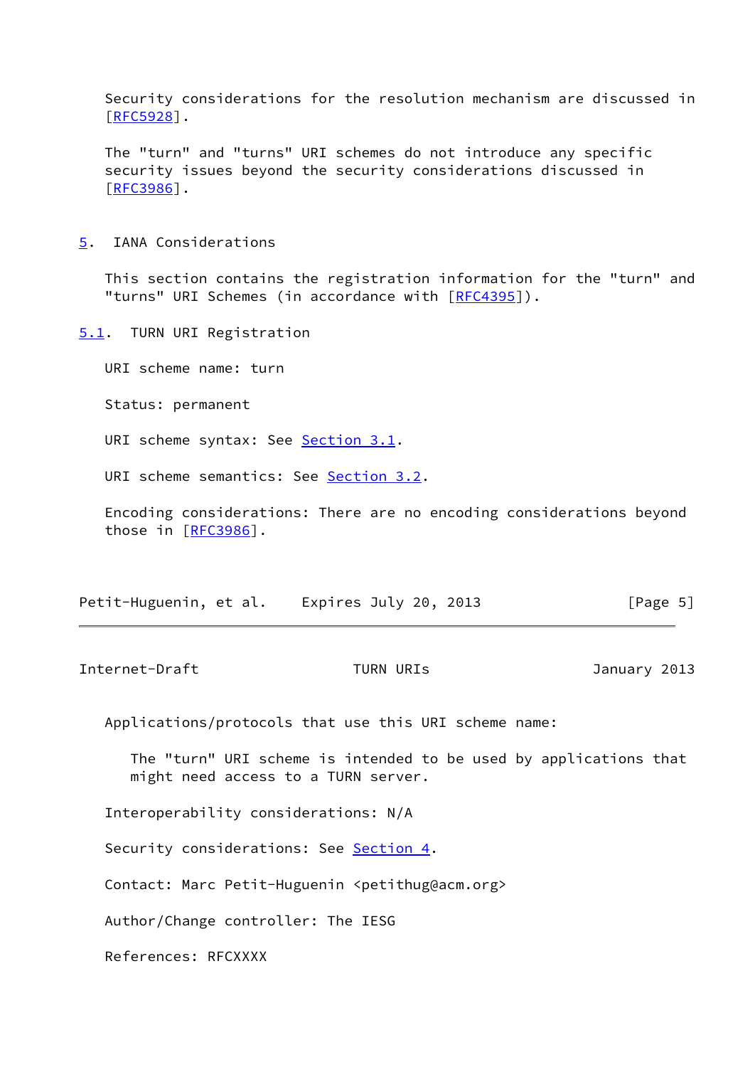Security considerations for the resolution mechanism are discussed in [RFC5928].

The "turn" and "turns" URI schemes do not introduce any specific security issues beyond the security considerations discussed in [RFC3986].

## 5. IANA Considerations

This section contains the registration information for the "turn" and "turns" URI Schemes (in accordance with [RFC4395]).

### 5.1. TURN URI Registration

URI scheme name: turn

Status: permanent

URI scheme syntax: See Section 3.1.

URI scheme semantics: See Section 3.2.

Encoding considerations: There are no encoding considerations beyond those in [RFC3986].

Applications/protocols that use this URI scheme name:

The "turn" URI scheme is intended to be used by applications that might need access to a TURN server.

Interoperability considerations: N/A

Security considerations: See Section 4.

Contact: Marc Petit-Huguenin <petithug@acm.org>

Author/Change controller: The IESG

References: RFCXXXX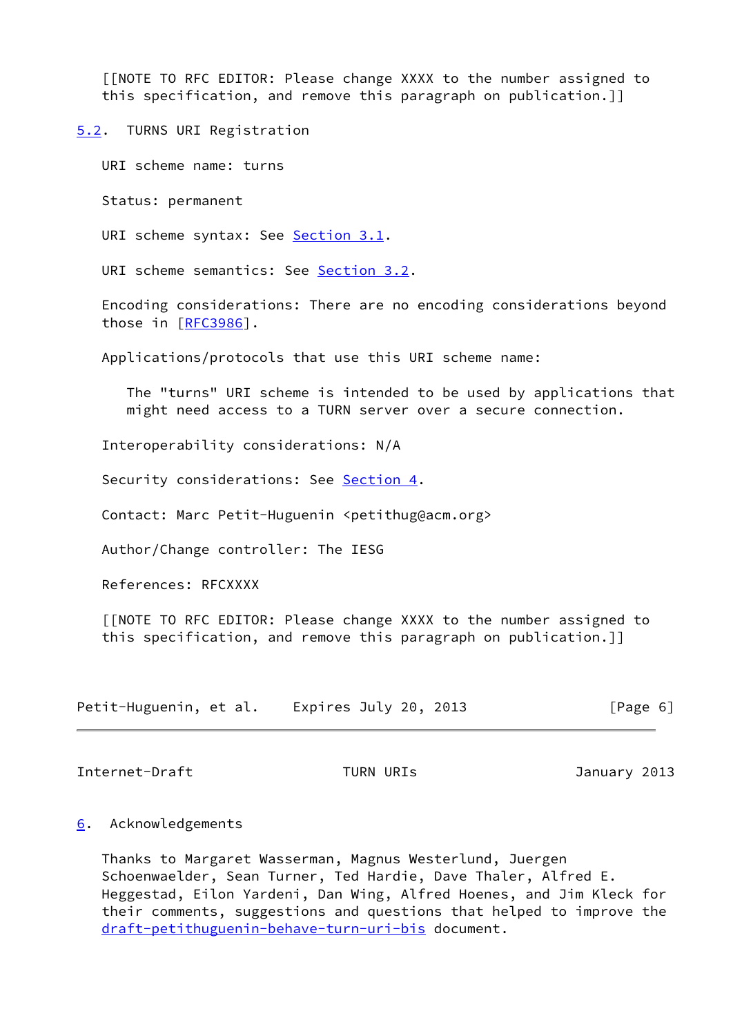[[NOTE TO RFC EDITOR: Please change XXXX to the number assigned to this specification, and remove this paragraph on publication.]]

### 5.2. TURNS URI Registration

URI scheme name: turns

Status: permanent

URI scheme syntax: See Section 3.1.

URI scheme semantics: See Section 3.2.

Encoding considerations: There are no encoding considerations beyond those in [RFC3986].

Applications/protocols that use this URI scheme name:

> The "turns" URI scheme is intended to be used by applications that might need access to a TURN server over a secure connection.

Interoperability considerations: N/A

Security considerations: See Section 4.

Contact: Marc Petit-Huguenin <petithug@acm.org>

Author/Change controller: The IESG

References: RFCXXXX

[[NOTE TO RFC EDITOR: Please change XXXX to the number assigned to this specification, and remove this paragraph on publication.]]

## 6. Acknowledgements

Thanks to Margaret Wasserman, Magnus Westerlund, Juergen Schoenwaelder, Sean Turner, Ted Hardie, Dave Thaler, Alfred E. Heggestad, Eilon Yardeni, Dan Wing, Alfred Hoenes, and Jim Kleck for their comments, suggestions and questions that helped to improve the draft-petithuguenin-behave-turn-uri-bis document.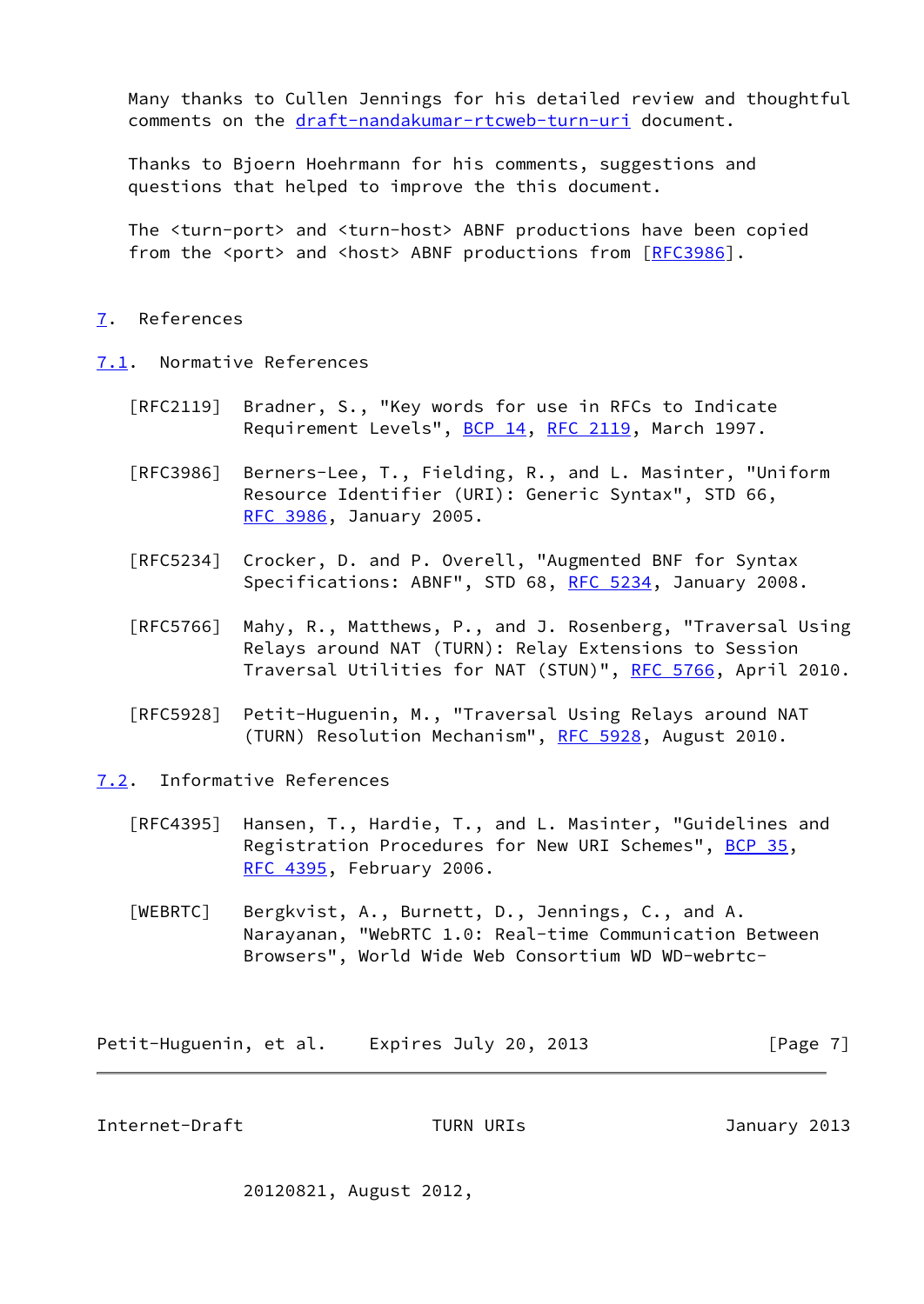Many thanks to Cullen Jennings for his detailed review and thoughtful comments on the draft-nandakumar-rtcweb-turn-uri document.

Thanks to Bjoern Hoehrmann for his comments, suggestions and questions that helped to improve the this document.

The <turn-port> and <turn-host> ABNF productions have been copied from the <port> and <host> ABNF productions from [RFC3986].

# 7. References

## 7.1. Normative References

[RFC2119] Bradner, S., "Key words for use in RFCs to Indicate Requirement Levels", BCP 14, RFC 2119, March 1997.

[RFC3986] Berners-Lee, T., Fielding, R., and L. Masinter, "Uniform Resource Identifier (URI): Generic Syntax", STD 66, RFC 3986, January 2005.

[RFC5234] Crocker, D. and P. Overell, "Augmented BNF for Syntax Specifications: ABNF", STD 68, RFC 5234, January 2008.

[RFC5766] Mahy, R., Matthews, P., and J. Rosenberg, "Traversal Using Relays around NAT (TURN): Relay Extensions to Session Traversal Utilities for NAT (STUN)", RFC 5766, April 2010.

[RFC5928] Petit-Huguenin, M., "Traversal Using Relays around NAT (TURN) Resolution Mechanism", RFC 5928, August 2010.

## 7.2. Informative References

[RFC4395] Hansen, T., Hardie, T., and L. Masinter, "Guidelines and Registration Procedures for New URI Schemes", BCP 35, RFC 4395, February 2006.

[WEBRTC] Bergkvist, A., Burnett, D., Jennings, C., and A. Narayanan, "WebRTC 1.0: Real-time Communication Between Browsers", World Wide Web Consortium WD WD-webrtc-20120821, August 2012,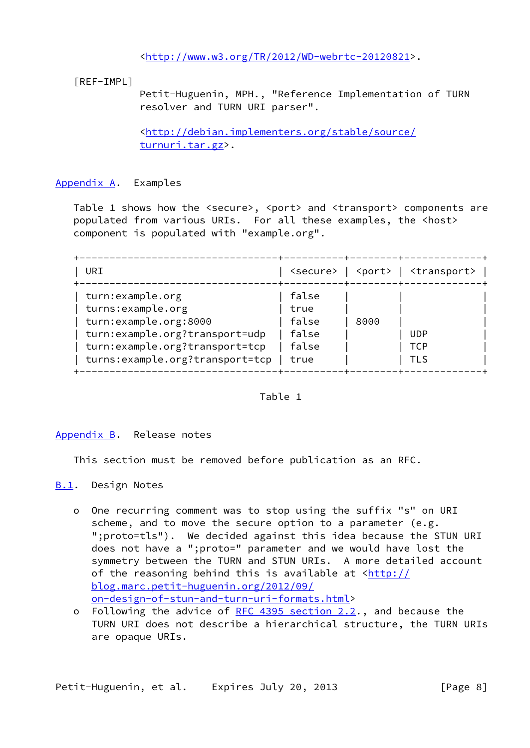<http://www.w3.org/TR/2012/WD-webrtc-20120821>.

[REF-IMPL]
Petit-Huguenin, MPH., "Reference Implementation of TURN resolver and TURN URI parser".

<http://debian.implementers.org/stable/source/turnuri.tar.gz>.

## Appendix A. Examples

Table 1 shows how the <secure>, <port> and <transport> components are populated from various URIs. For all these examples, the <host> component is populated with "example.org".

| URI | <secure> | <port> | <transport> |
|---|---|---|---|
| turn:example.org | false | | |
| turns:example.org | true | | |
| turn:example.org:8000 | false | 8000 | |
| turn:example.org?transport=udp | false | | UDP |
| turn:example.org?transport=tcp | false | | TCP |
| turns:example.org?transport=tcp | true | | TLS |

Table 1

## Appendix B. Release notes

This section must be removed before publication as an RFC.

### B.1. Design Notes

- One recurring comment was to stop using the suffix "s" on URI scheme, and to move the secure option to a parameter (e.g. ";proto=tls"). We decided against this idea because the STUN URI does not have a ";proto=" parameter and we would have lost the symmetry between the TURN and STUN URIs. A more detailed account of the reasoning behind this is available at <http://blog.marc.petit-huguenin.org/2012/09/on-design-of-stun-and-turn-uri-formats.html>
- Following the advice of RFC 4395 section 2.2., and because the TURN URI does not describe a hierarchical structure, the TURN URIs are opaque URIs.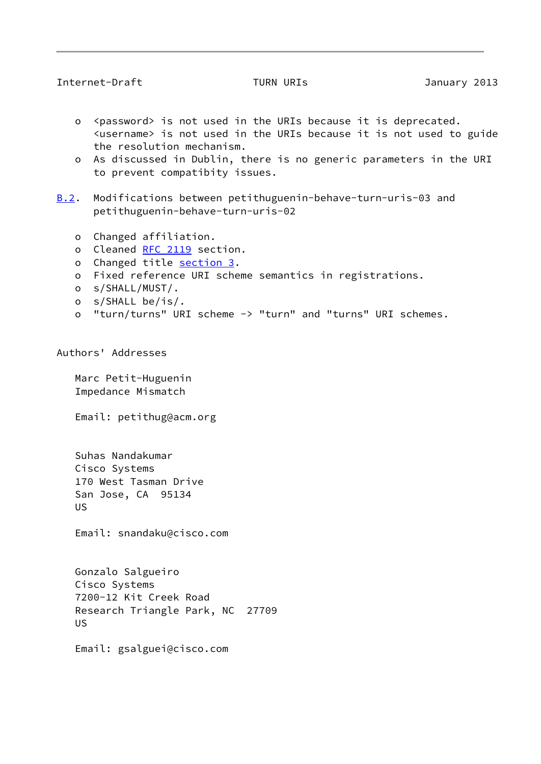- <password> is not used in the URIs because it is deprecated. <username> is not used in the URIs because it is not used to guide the resolution mechanism.
- As discussed in Dublin, there is no generic parameters in the URI to prevent compatibity issues.

### B.2. Modifications between petithuguenin-behave-turn-uris-03 and petithuguenin-behave-turn-uris-02

- Changed affiliation.
- Cleaned RFC 2119 section.
- Changed title section 3.
- Fixed reference URI scheme semantics in registrations.
- s/SHALL/MUST/.
- s/SHALL be/is/.
- "turn/turns" URI scheme -> "turn" and "turns" URI schemes.

## Authors' Addresses

Marc Petit-Huguenin
Impedance Mismatch

Email: petithug@acm.org

Suhas Nandakumar
Cisco Systems
170 West Tasman Drive
San Jose, CA  95134
US

Email: snandaku@cisco.com

Gonzalo Salgueiro
Cisco Systems
7200-12 Kit Creek Road
Research Triangle Park, NC  27709
US

Email: gsalguei@cisco.com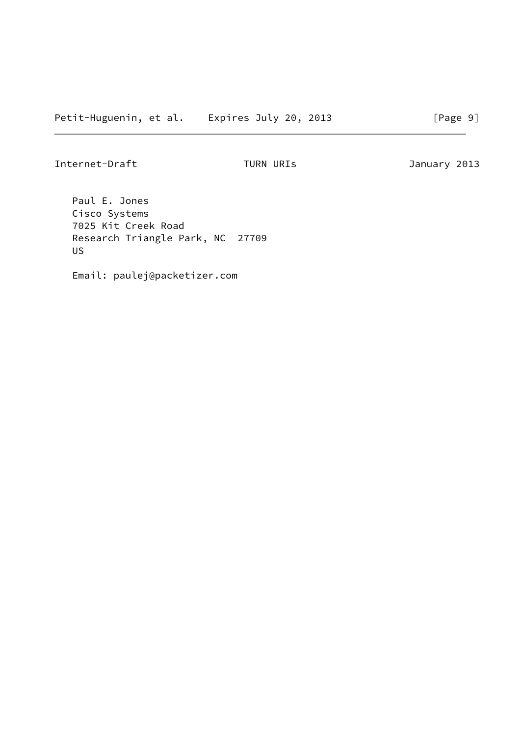Paul E. Jones
Cisco Systems
7025 Kit Creek Road
Research Triangle Park, NC  27709
US

Email: paulej@packetizer.com